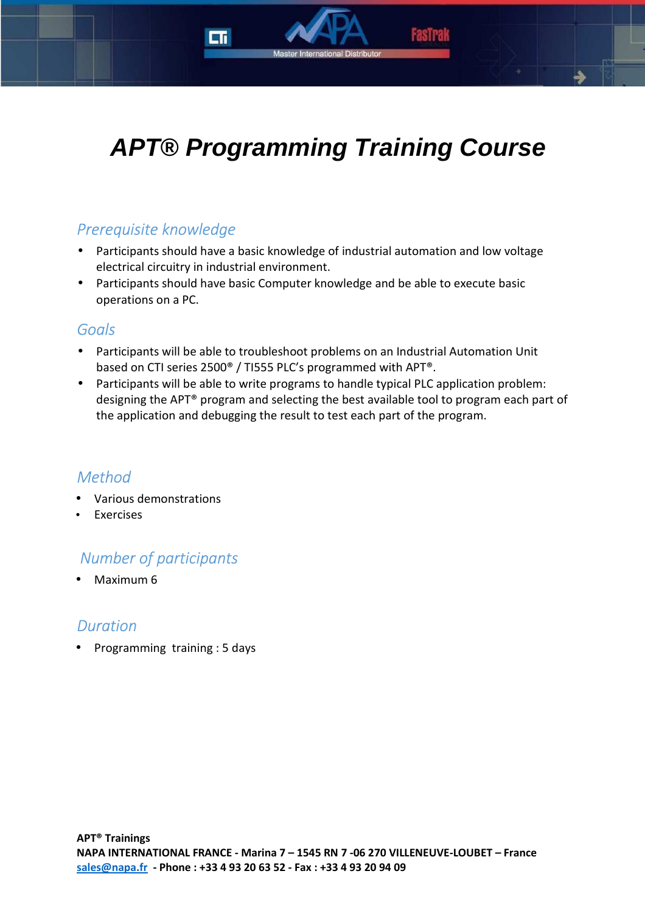# APT® Programming Training Course

## Prerequisite knowledge

- Participants should have a basic knowledge of industrial automation and low voltage electrical circuitry in industrial environment.
- Participants should have basic Computer knowledge and be able to execute basic operations on a PC.

## Goals

- Participants will be able to troubleshoot problems on an Industrial Automation Unit based on CTI series 2500® / TI555 PLC's programmed with APT®.
- Participants will be able to write programs to handle typical PLC application problem: designing the APT® program and selecting the best available tool to program each part of the application and debugging the result to test each part of the program.

## Method

- Various demonstrations
- Exercises

## Number of participants

- Maximum 6

## Duration

- Programming training : 5 days

**APT® Trainings**
**NAPA INTERNATIONAL FRANCE - Marina 7 – 1545 RN 7 -06 270 VILLENEUVE-LOUBET – France**
sales@napa.fr **- Phone : +33 4 93 20 63 52 - Fax : +33 4 93 20 94 09**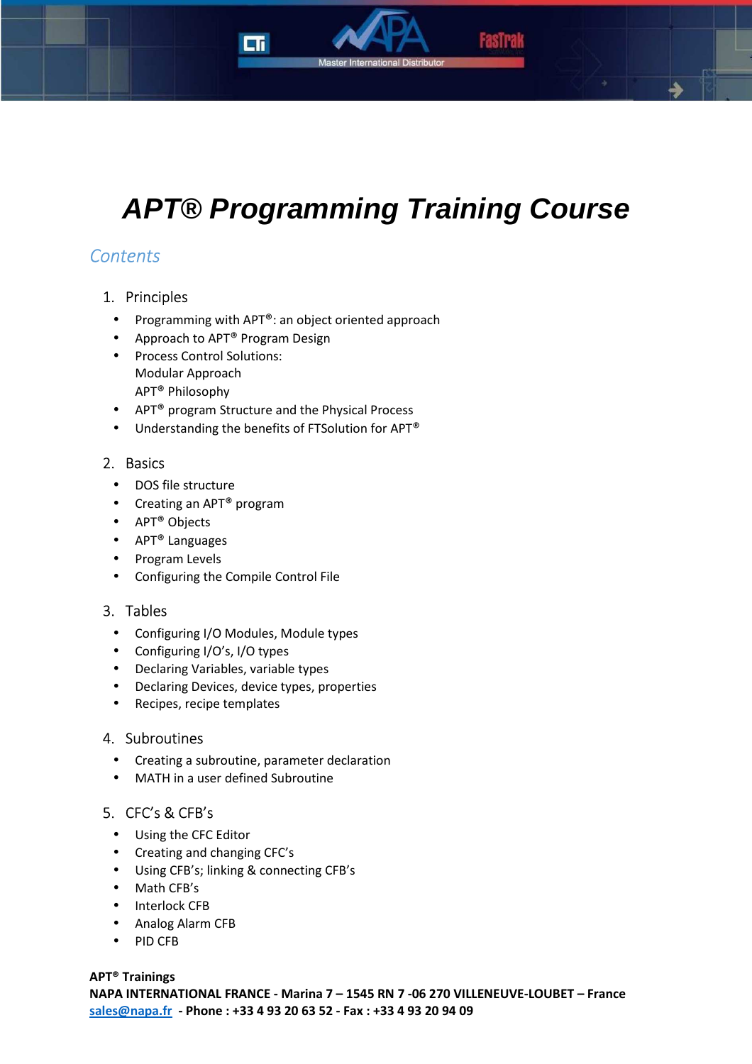# APT® Programming Training Course

## Contents

1. Principles
   - Programming with APT®: an object oriented approach
   - Approach to APT® Program Design
   - Process Control Solutions:
     Modular Approach
     APT® Philosophy
   - APT® program Structure and the Physical Process
   - Understanding the benefits of FTSolution for APT®

2. Basics
   - DOS file structure
   - Creating an APT® program
   - APT® Objects
   - APT® Languages
   - Program Levels
   - Configuring the Compile Control File

3. Tables
   - Configuring I/O Modules, Module types
   - Configuring I/O's, I/O types
   - Declaring Variables, variable types
   - Declaring Devices, device types, properties
   - Recipes, recipe templates

4. Subroutines
   - Creating a subroutine, parameter declaration
   - MATH in a user defined Subroutine

5. CFC's & CFB's
   - Using the CFC Editor
   - Creating and changing CFC's
   - Using CFB's; linking & connecting CFB's
   - Math CFB's
   - Interlock CFB
   - Analog Alarm CFB
   - PID CFB

**APT® Trainings**
**NAPA INTERNATIONAL FRANCE - Marina 7 – 1545 RN 7 -06 270 VILLENEUVE-LOUBET – France**
**sales@napa.fr - Phone : +33 4 93 20 63 52 - Fax : +33 4 93 20 94 09**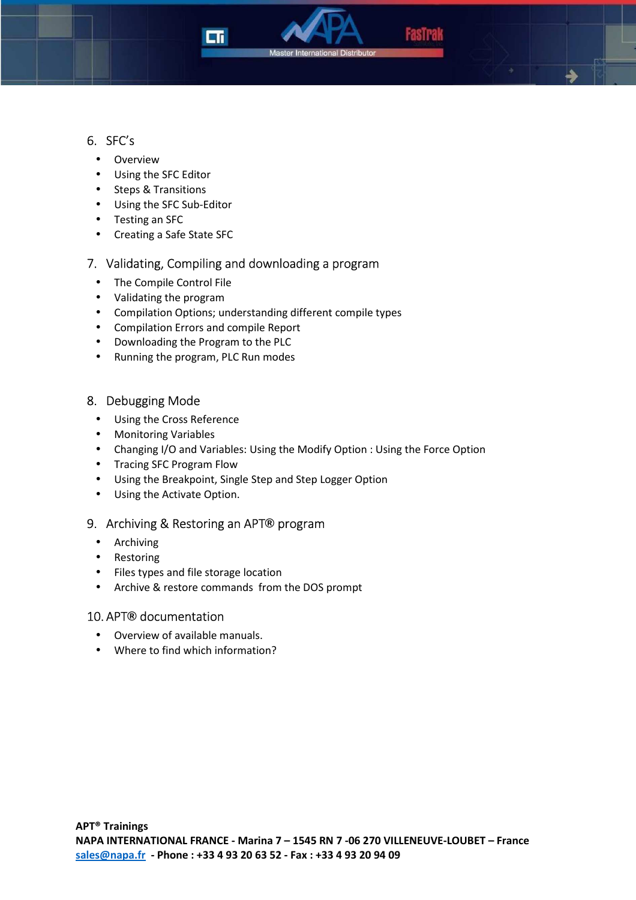## 6. SFC's

- Overview
- Using the SFC Editor
- Steps & Transitions
- Using the SFC Sub-Editor
- Testing an SFC
- Creating a Safe State SFC

## 7. Validating, Compiling and downloading a program

- The Compile Control File
- Validating the program
- Compilation Options; understanding different compile types
- Compilation Errors and compile Report
- Downloading the Program to the PLC
- Running the program, PLC Run modes

## 8. Debugging Mode

- Using the Cross Reference
- Monitoring Variables
- Changing I/O and Variables: Using the Modify Option : Using the Force Option
- Tracing SFC Program Flow
- Using the Breakpoint, Single Step and Step Logger Option
- Using the Activate Option.

## 9. Archiving & Restoring an APT® program

- Archiving
- Restoring
- Files types and file storage location
- Archive & restore commands from the DOS prompt

## 10. APT® documentation

- Overview of available manuals.
- Where to find which information?

**APT® Trainings**
**NAPA INTERNATIONAL FRANCE - Marina 7 – 1545 RN 7 -06 270 VILLENEUVE-LOUBET – France**
sales@napa.fr **- Phone : +33 4 93 20 63 52 - Fax : +33 4 93 20 94 09**